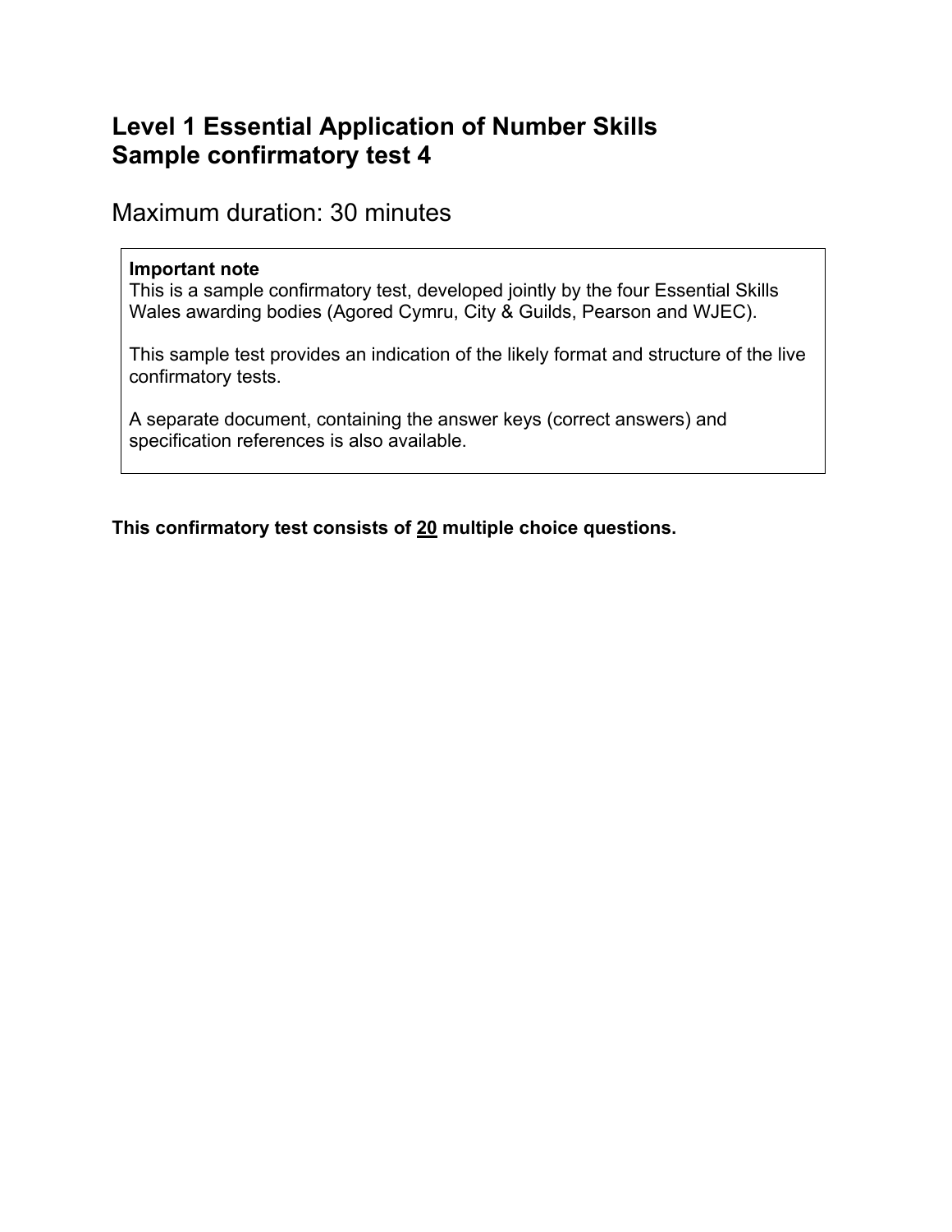# Level 1 Essential Application of Number Skills
# Sample confirmatory test 4

Maximum duration: 30 minutes

> **Important note**
> This is a sample confirmatory test, developed jointly by the four Essential Skills Wales awarding bodies (Agored Cymru, City & Guilds, Pearson and WJEC).
>
> This sample test provides an indication of the likely format and structure of the live confirmatory tests.
>
> A separate document, containing the answer keys (correct answers) and specification references is also available.

**This confirmatory test consists of <u>20</u> multiple choice questions.**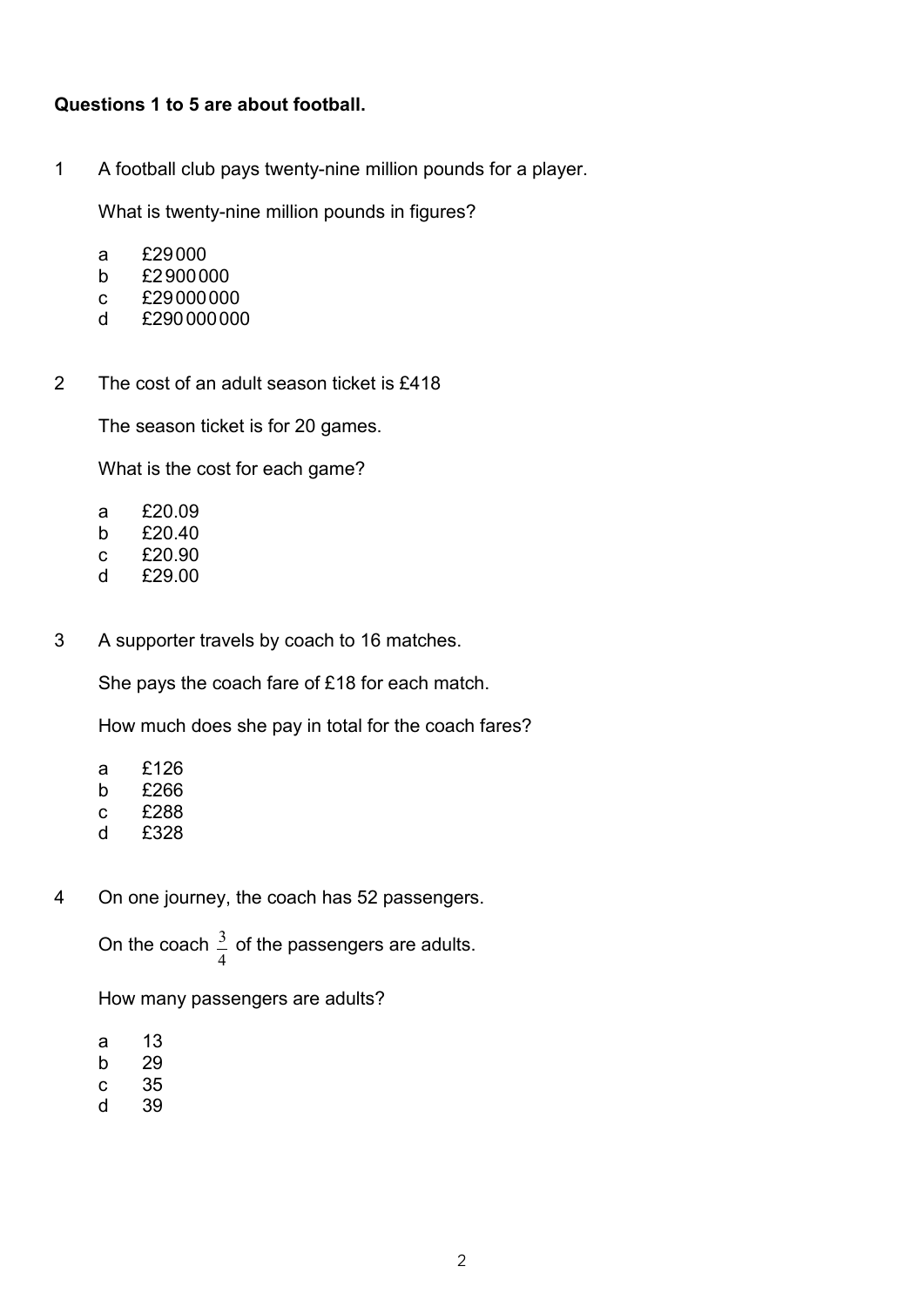**Questions 1 to 5 are about football.**

1 A football club pays twenty-nine million pounds for a player.

What is twenty-nine million pounds in figures?

a £29 000
b £2 900 000
c £29 000 000
d £290 000 000

2 The cost of an adult season ticket is £418

The season ticket is for 20 games.

What is the cost for each game?

a £20.09
b £20.40
c £20.90
d £29.00

3 A supporter travels by coach to 16 matches.

She pays the coach fare of £18 for each match.

How much does she pay in total for the coach fares?

a £126
b £266
c £288
d £328

4 On one journey, the coach has 52 passengers.

On the coach $\frac{3}{4}$ of the passengers are adults.

How many passengers are adults?

a 13
b 29
c 35
d 39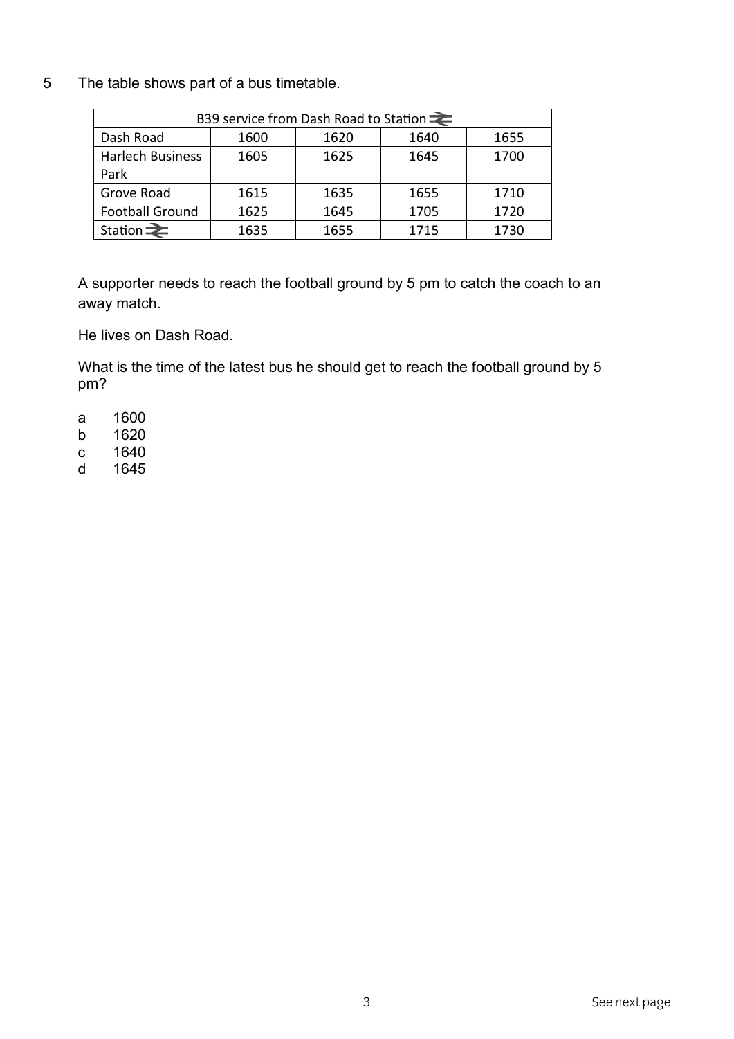5 The table shows part of a bus timetable.

| B39 service from Dash Road to Station ⇄ | | | | |
|---|---|---|---|---|
| Dash Road | 1600 | 1620 | 1640 | 1655 |
| Harlech Business Park | 1605 | 1625 | 1645 | 1700 |
| Grove Road | 1615 | 1635 | 1655 | 1710 |
| Football Ground | 1625 | 1645 | 1705 | 1720 |
| Station ⇄ | 1635 | 1655 | 1715 | 1730 |

A supporter needs to reach the football ground by 5 pm to catch the coach to an away match.

He lives on Dash Road.

What is the time of the latest bus he should get to reach the football ground by 5 pm?

a 1600
b 1620
c 1640
d 1645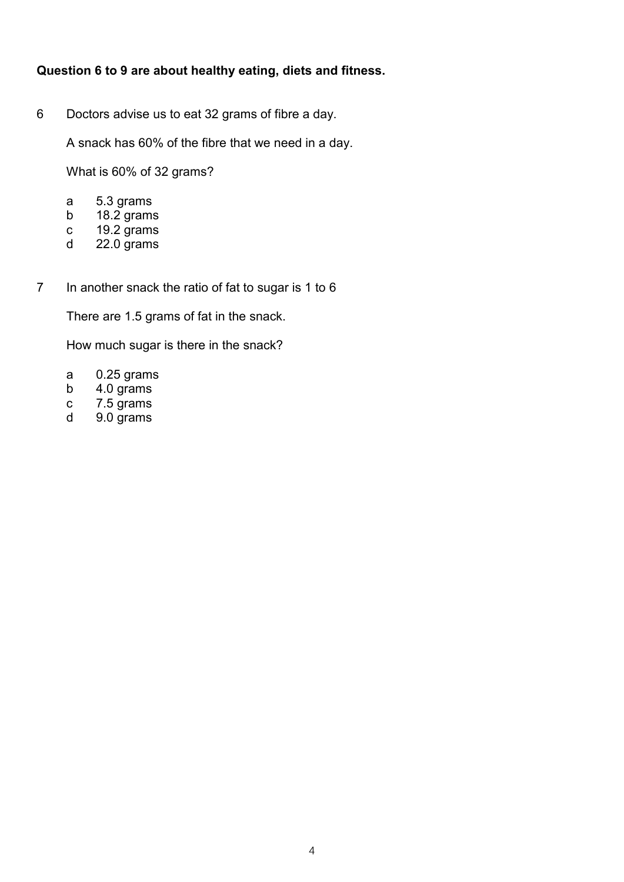**Question 6 to 9 are about healthy eating, diets and fitness.**

6 Doctors advise us to eat 32 grams of fibre a day.

A snack has 60% of the fibre that we need in a day.

What is 60% of 32 grams?

- a 5.3 grams
- b 18.2 grams
- c 19.2 grams
- d 22.0 grams

7 In another snack the ratio of fat to sugar is 1 to 6

There are 1.5 grams of fat in the snack.

How much sugar is there in the snack?

- a 0.25 grams
- b 4.0 grams
- c 7.5 grams
- d 9.0 grams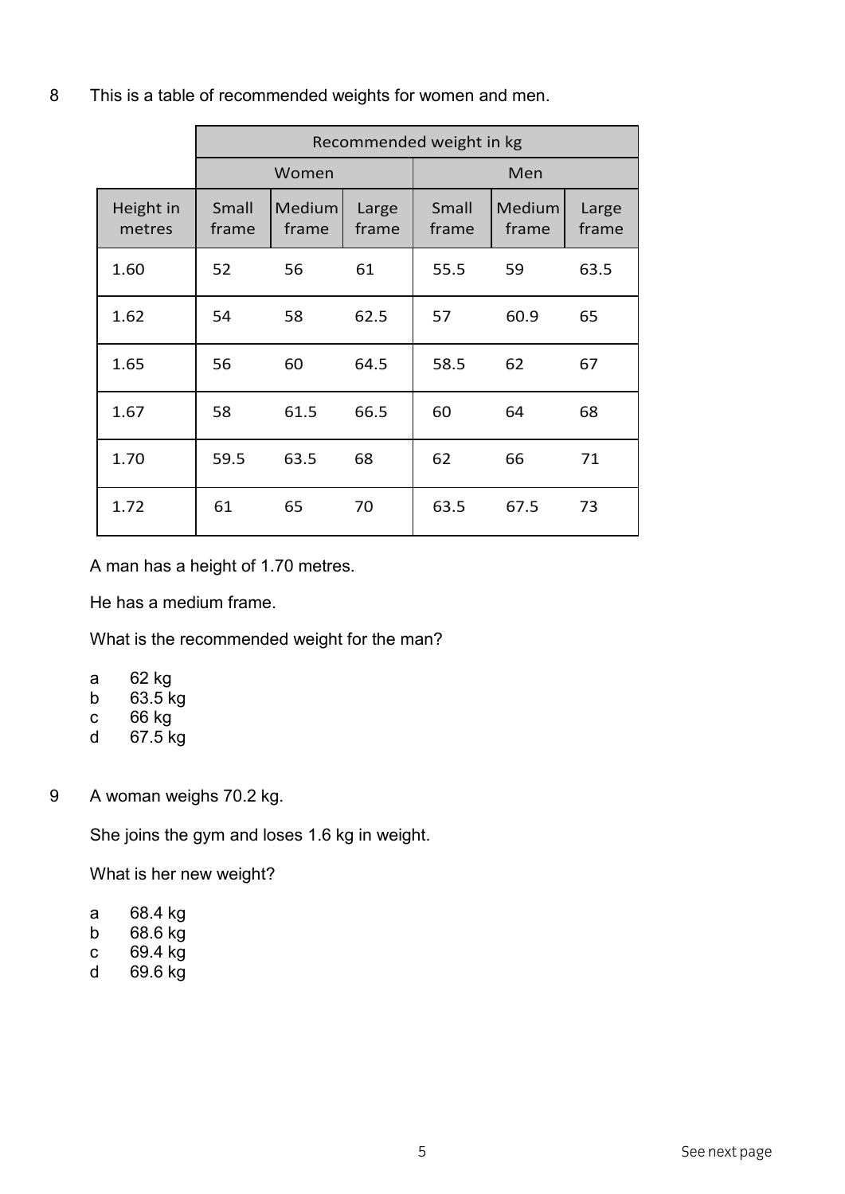8 This is a table of recommended weights for women and men.

| | Recommended weight in kg | | | | | |
|---|---|---|---|---|---|---|
| | Women | | | Men | | |
| Height in metres | Small frame | Medium frame | Large frame | Small frame | Medium frame | Large frame |
| 1.60 | 52 | 56 | 61 | 55.5 | 59 | 63.5 |
| 1.62 | 54 | 58 | 62.5 | 57 | 60.9 | 65 |
| 1.65 | 56 | 60 | 64.5 | 58.5 | 62 | 67 |
| 1.67 | 58 | 61.5 | 66.5 | 60 | 64 | 68 |
| 1.70 | 59.5 | 63.5 | 68 | 62 | 66 | 71 |
| 1.72 | 61 | 65 | 70 | 63.5 | 67.5 | 73 |

A man has a height of 1.70 metres.

He has a medium frame.

What is the recommended weight for the man?

a 62 kg
b 63.5 kg
c 66 kg
d 67.5 kg

9 A woman weighs 70.2 kg.

She joins the gym and loses 1.6 kg in weight.

What is her new weight?

a 68.4 kg
b 68.6 kg
c 69.4 kg
d 69.6 kg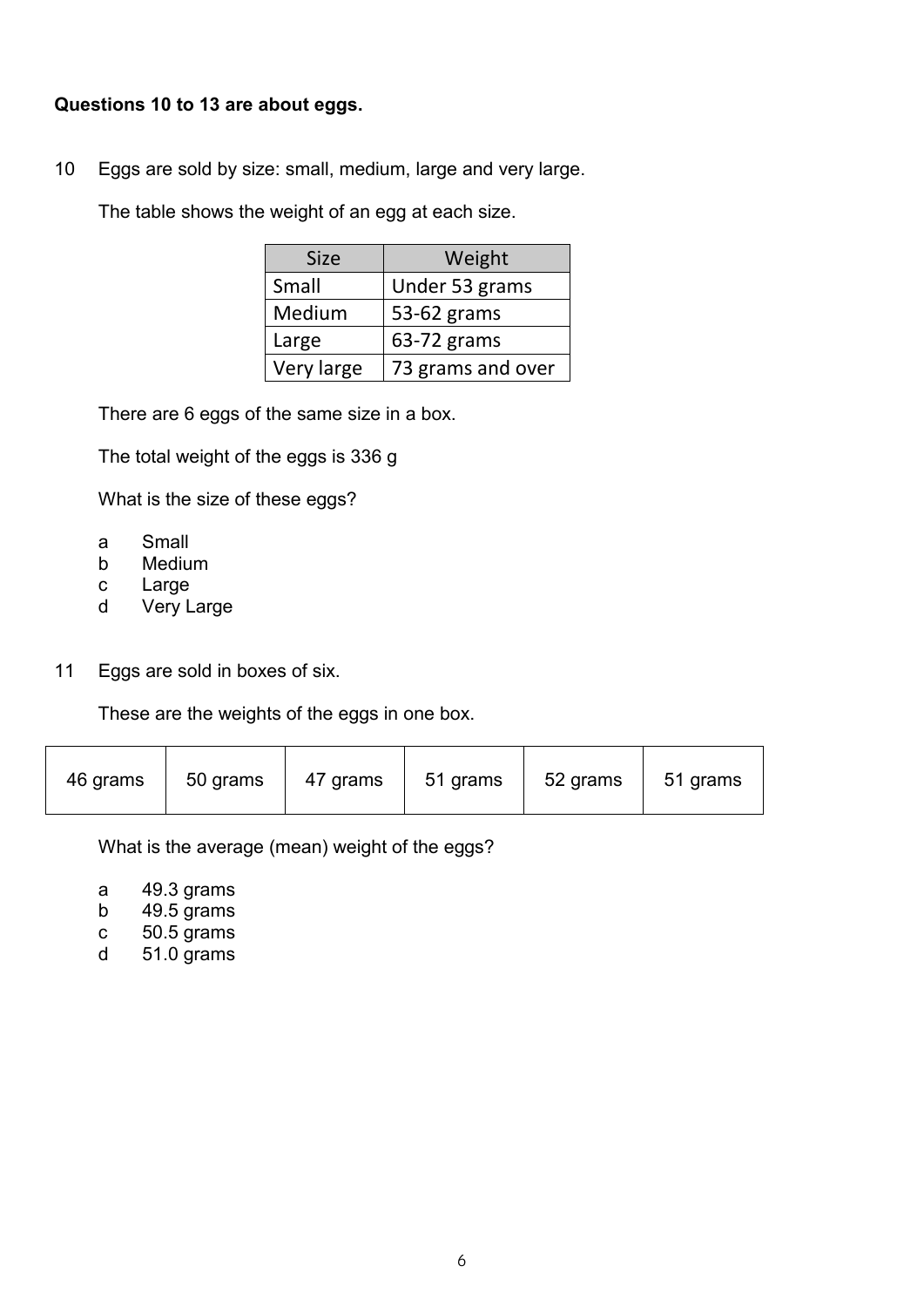**Questions 10 to 13 are about eggs.**

10 Eggs are sold by size: small, medium, large and very large.

The table shows the weight of an egg at each size.

| Size | Weight |
|---|---|
| Small | Under 53 grams |
| Medium | 53-62 grams |
| Large | 63-72 grams |
| Very large | 73 grams and over |

There are 6 eggs of the same size in a box.

The total weight of the eggs is 336 g

What is the size of these eggs?

- a Small
- b Medium
- c Large
- d Very Large

11 Eggs are sold in boxes of six.

These are the weights of the eggs in one box.

| 46 grams | 50 grams | 47 grams | 51 grams | 52 grams | 51 grams |
|---|---|---|---|---|---|

What is the average (mean) weight of the eggs?

- a 49.3 grams
- b 49.5 grams
- c 50.5 grams
- d 51.0 grams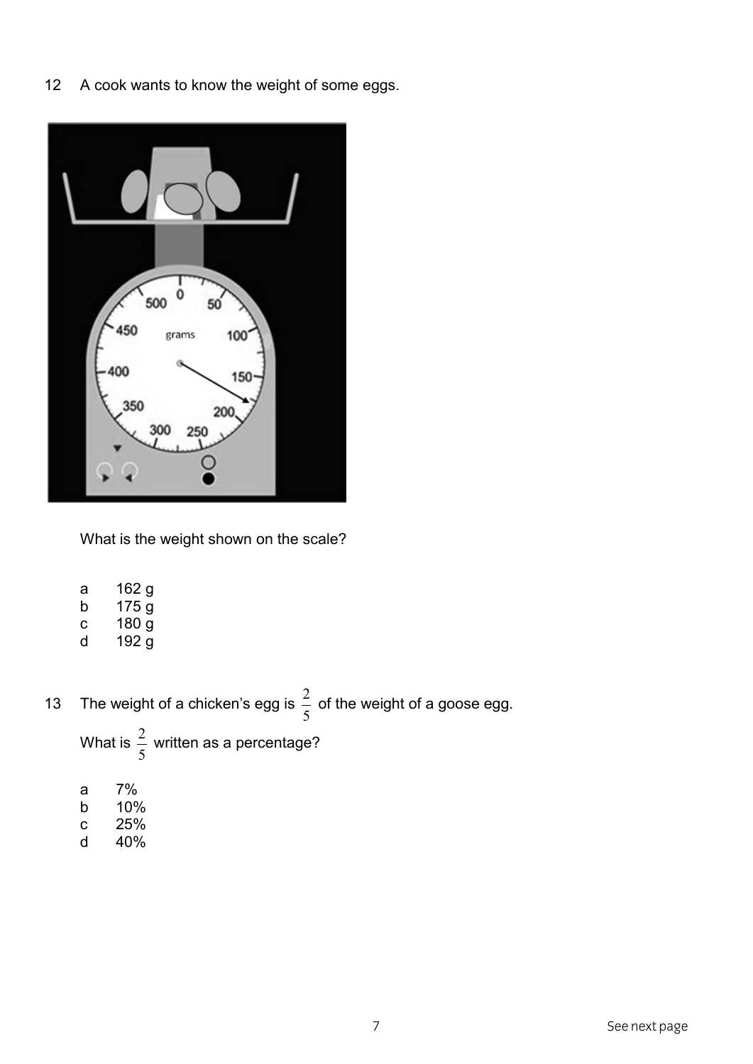12 A cook wants to know the weight of some eggs.

What is the weight shown on the scale?

a 162 g
b 175 g
c 180 g
d 192 g

13 The weight of a chicken's egg is $\frac{2}{5}$ of the weight of a goose egg.

What is $\frac{2}{5}$ written as a percentage?

a 7%
b 10%
c 25%
d 40%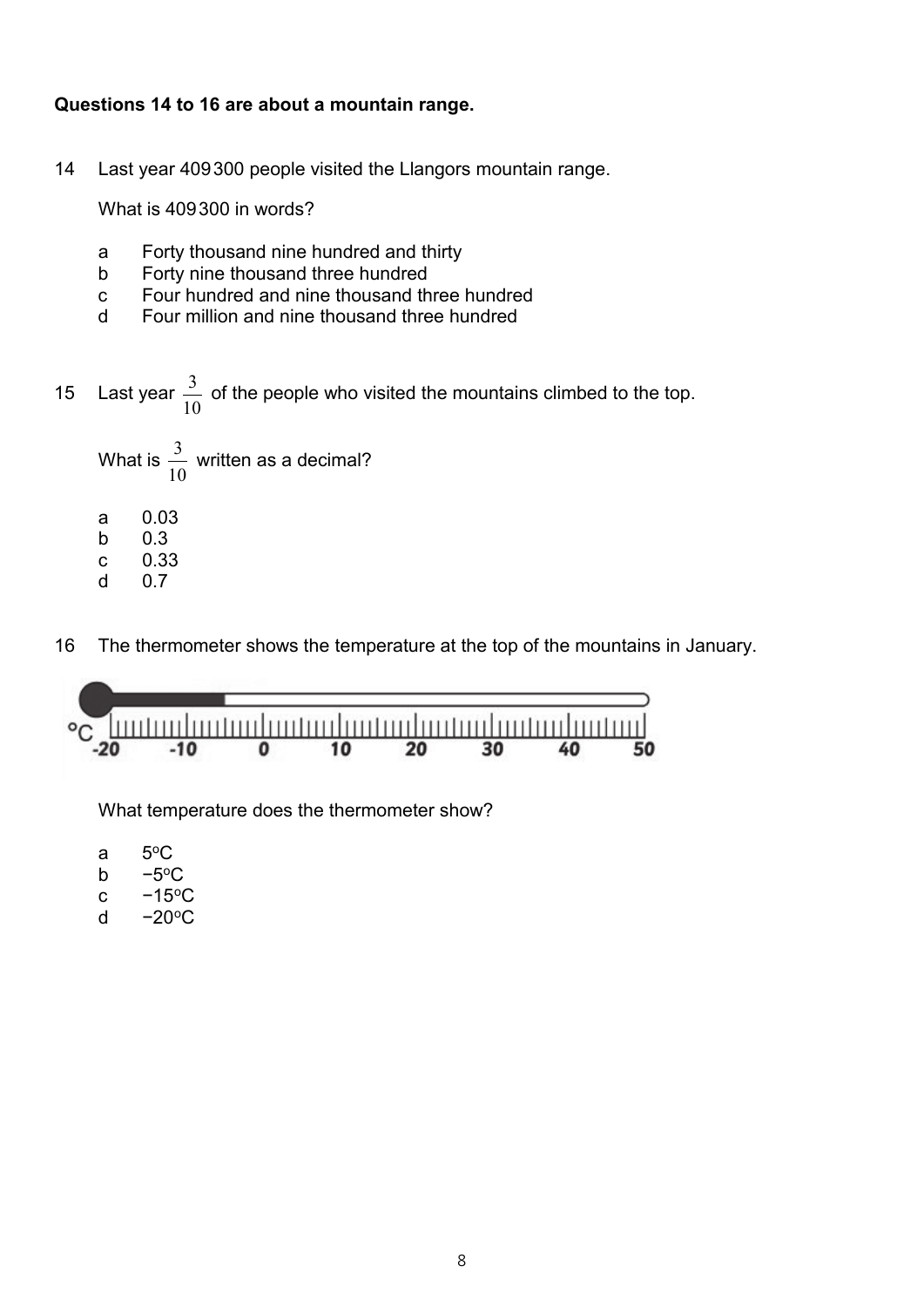**Questions 14 to 16 are about a mountain range.**

14 Last year 409 300 people visited the Llangors mountain range.

What is 409 300 in words?

- a Forty thousand nine hundred and thirty
- b Forty nine thousand three hundred
- c Four hundred and nine thousand three hundred
- d Four million and nine thousand three hundred

15 Last year $\frac{3}{10}$ of the people who visited the mountains climbed to the top.

What is $\frac{3}{10}$ written as a decimal?

- a 0.03
- b 0.3
- c 0.33
- d 0.7

16 The thermometer shows the temperature at the top of the mountains in January.

°C -20 -10 0 10 20 30 40 50

What temperature does the thermometer show?

- a 5°C
- b −5°C
- c −15°C
- d −20°C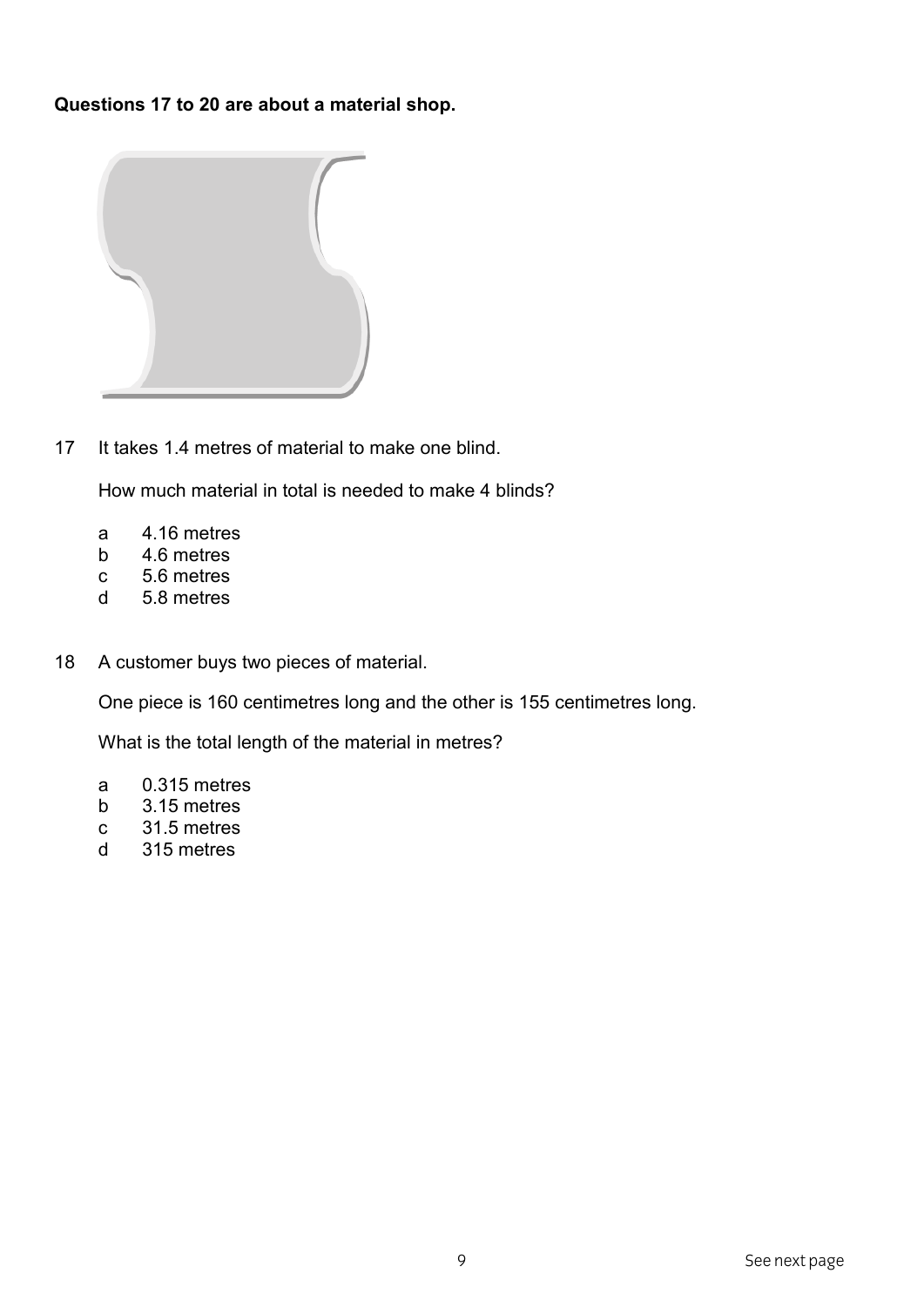**Questions 17 to 20 are about a material shop.**

17 It takes 1.4 metres of material to make one blind.

How much material in total is needed to make 4 blinds?

a 4.16 metres
b 4.6 metres
c 5.6 metres
d 5.8 metres

18 A customer buys two pieces of material.

One piece is 160 centimetres long and the other is 155 centimetres long.

What is the total length of the material in metres?

a 0.315 metres
b 3.15 metres
c 31.5 metres
d 315 metres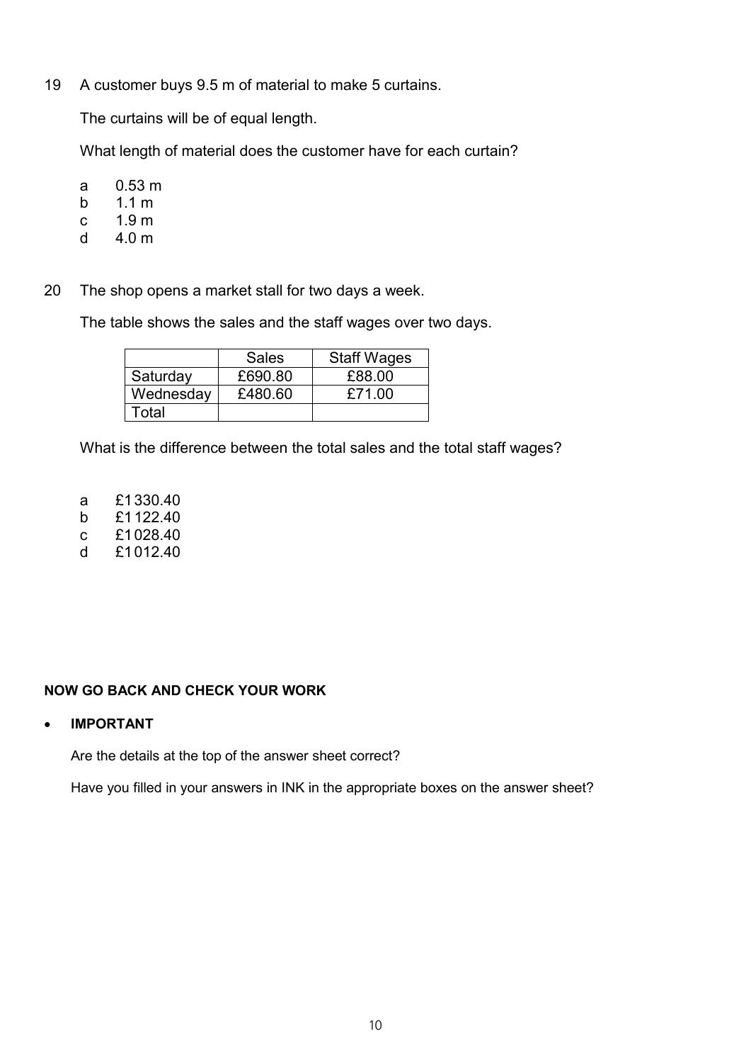19 A customer buys 9.5 m of material to make 5 curtains.

The curtains will be of equal length.

What length of material does the customer have for each curtain?

a 0.53 m
b 1.1 m
c 1.9 m
d 4.0 m

20 The shop opens a market stall for two days a week.

The table shows the sales and the staff wages over two days.

| | Sales | Staff Wages |
|---|---|---|
| Saturday | £690.80 | £88.00 |
| Wednesday | £480.60 | £71.00 |
| Total | | |

What is the difference between the total sales and the total staff wages?

a £1330.40
b £1122.40
c £1028.40
d £1012.40

**NOW GO BACK AND CHECK YOUR WORK**

- **IMPORTANT**

Are the details at the top of the answer sheet correct?

Have you filled in your answers in INK in the appropriate boxes on the answer sheet?